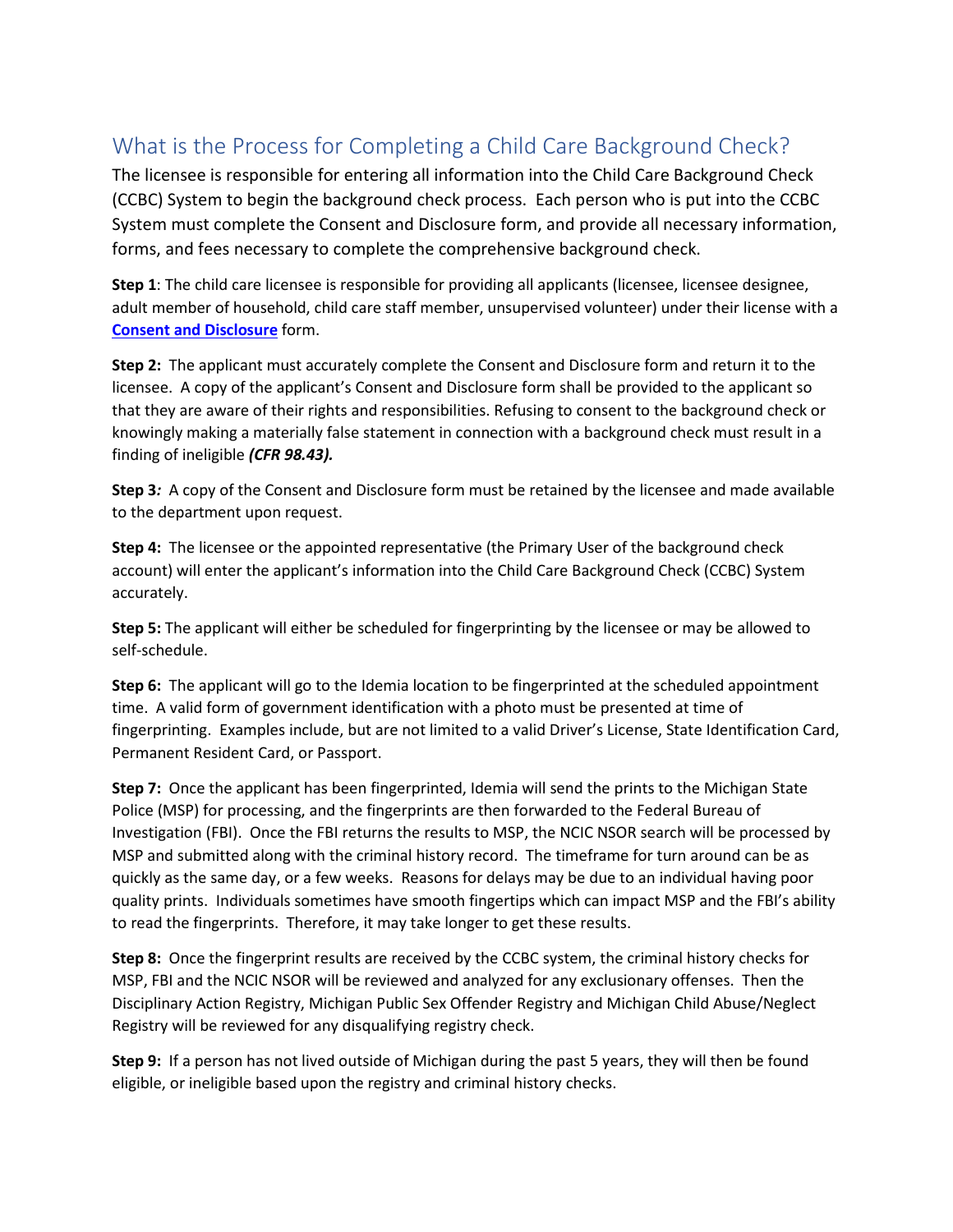# What is the Process for Completing a Child Care Background Check?

The licensee is responsible for entering all information into the Child Care Background Check (CCBC) System to begin the background check process. Each person who is put into the CCBC System must complete the Consent and Disclosure form, and provide all necessary information, forms, and fees necessary to complete the comprehensive background check.

**Step 1**: The child care licensee is responsible for providing all applicants (licensee, licensee designee, adult member of household, child care staff member, unsupervised volunteer) under their license with a **Consent and Disclosure** form.

**Step 2:** The applicant must accurately complete the Consent and Disclosure form and return it to the licensee. A copy of the applicant's Consent and Disclosure form shall be provided to the applicant so that they are aware of their rights and responsibilities. Refusing to consent to the background check or knowingly making a materially false statement in connection with a background check must result in a finding of ineligible ***(CFR 98.43).***

**Step 3***:* A copy of the Consent and Disclosure form must be retained by the licensee and made available to the department upon request.

**Step 4:** The licensee or the appointed representative (the Primary User of the background check account) will enter the applicant's information into the Child Care Background Check (CCBC) System accurately.

**Step 5:** The applicant will either be scheduled for fingerprinting by the licensee or may be allowed to self-schedule.

**Step 6:** The applicant will go to the Idemia location to be fingerprinted at the scheduled appointment time. A valid form of government identification with a photo must be presented at time of fingerprinting. Examples include, but are not limited to a valid Driver's License, State Identification Card, Permanent Resident Card, or Passport.

**Step 7:** Once the applicant has been fingerprinted, Idemia will send the prints to the Michigan State Police (MSP) for processing, and the fingerprints are then forwarded to the Federal Bureau of Investigation (FBI). Once the FBI returns the results to MSP, the NCIC NSOR search will be processed by MSP and submitted along with the criminal history record. The timeframe for turn around can be as quickly as the same day, or a few weeks. Reasons for delays may be due to an individual having poor quality prints. Individuals sometimes have smooth fingertips which can impact MSP and the FBI's ability to read the fingerprints. Therefore, it may take longer to get these results.

**Step 8:** Once the fingerprint results are received by the CCBC system, the criminal history checks for MSP, FBI and the NCIC NSOR will be reviewed and analyzed for any exclusionary offenses. Then the Disciplinary Action Registry, Michigan Public Sex Offender Registry and Michigan Child Abuse/Neglect Registry will be reviewed for any disqualifying registry check.

**Step 9:** If a person has not lived outside of Michigan during the past 5 years, they will then be found eligible, or ineligible based upon the registry and criminal history checks.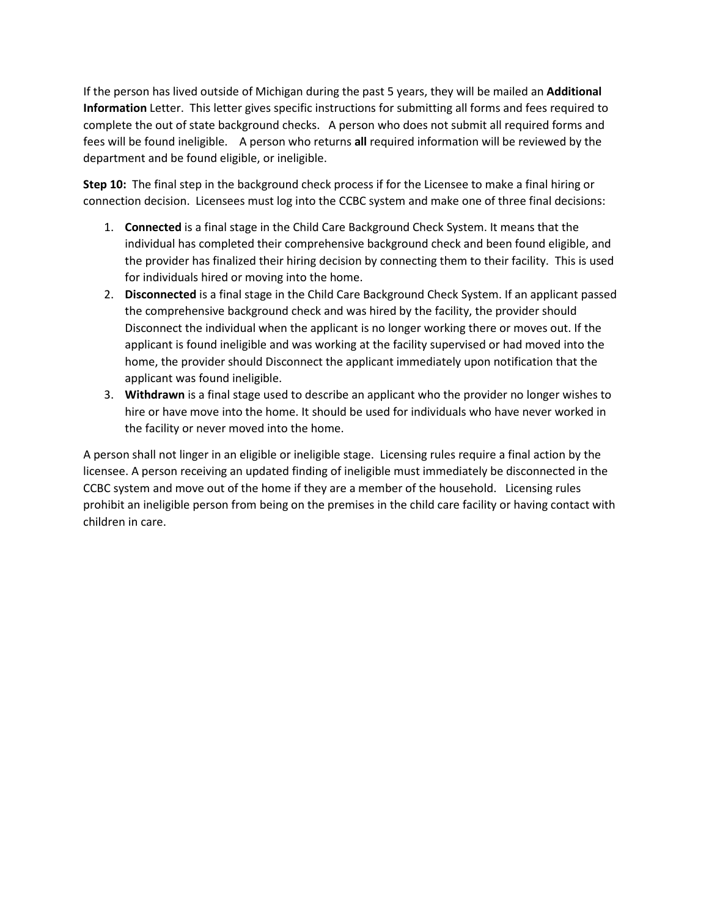If the person has lived outside of Michigan during the past 5 years, they will be mailed an **Additional Information** Letter. This letter gives specific instructions for submitting all forms and fees required to complete the out of state background checks. A person who does not submit all required forms and fees will be found ineligible. A person who returns **all** required information will be reviewed by the department and be found eligible, or ineligible.

**Step 10:** The final step in the background check process if for the Licensee to make a final hiring or connection decision. Licensees must log into the CCBC system and make one of three final decisions:

1. **Connected** is a final stage in the Child Care Background Check System. It means that the individual has completed their comprehensive background check and been found eligible, and the provider has finalized their hiring decision by connecting them to their facility. This is used for individuals hired or moving into the home.
2. **Disconnected** is a final stage in the Child Care Background Check System. If an applicant passed the comprehensive background check and was hired by the facility, the provider should Disconnect the individual when the applicant is no longer working there or moves out. If the applicant is found ineligible and was working at the facility supervised or had moved into the home, the provider should Disconnect the applicant immediately upon notification that the applicant was found ineligible.
3. **Withdrawn** is a final stage used to describe an applicant who the provider no longer wishes to hire or have move into the home. It should be used for individuals who have never worked in the facility or never moved into the home.

A person shall not linger in an eligible or ineligible stage. Licensing rules require a final action by the licensee. A person receiving an updated finding of ineligible must immediately be disconnected in the CCBC system and move out of the home if they are a member of the household. Licensing rules prohibit an ineligible person from being on the premises in the child care facility or having contact with children in care.